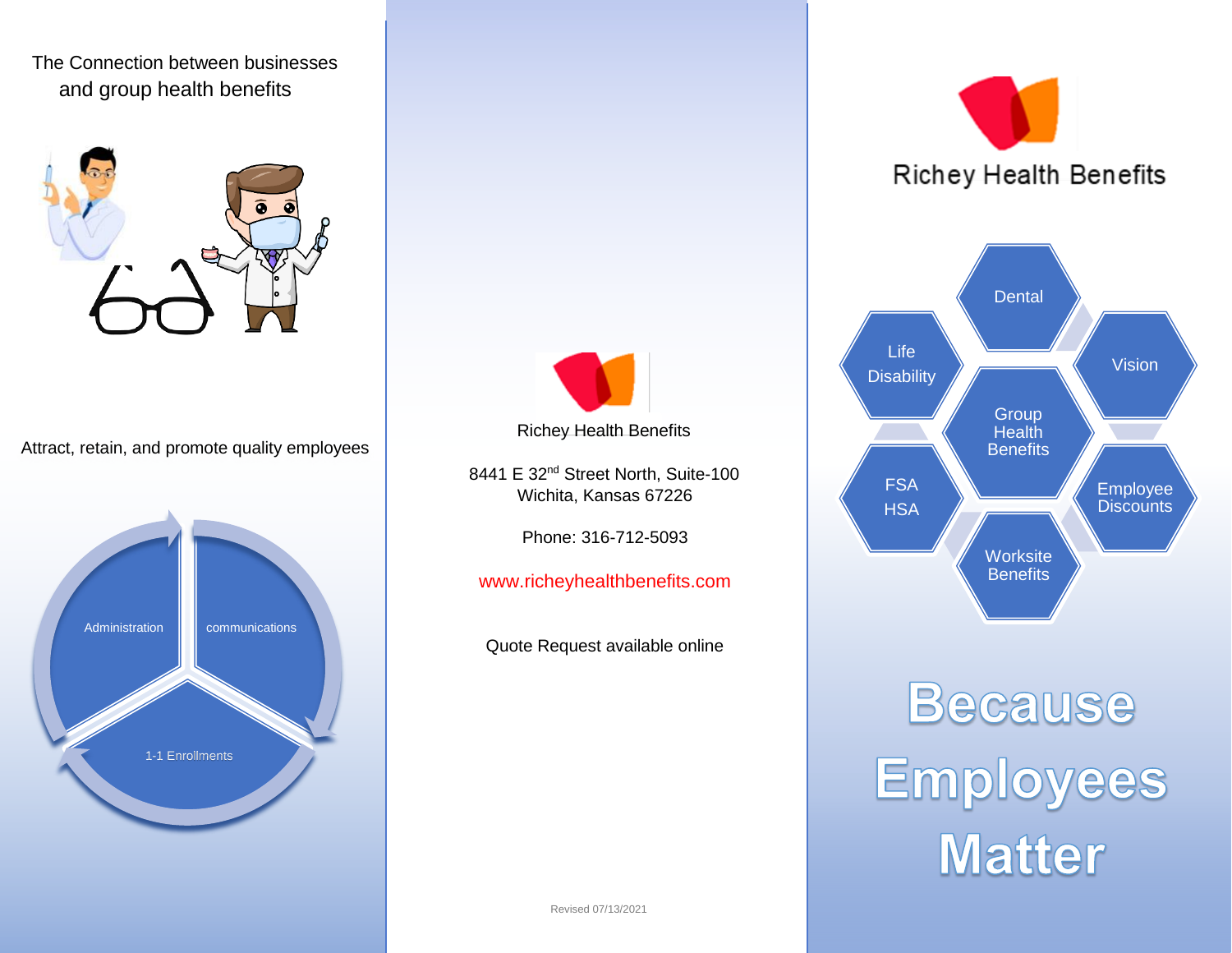The Connection between businesses and group health benefits

Attract, retain, and promote quality employees

Administration

communications

1-1 Enrollments

Richey Health Benefits

8441 E 32nd Street North, Suite-100
Wichita, Kansas 67226

Phone: 316-712-5093

www.richeyhealthbenefits.com

Quote Request available online

Revised 07/13/2021

Richey Health Benefits

- Group Health Benefits
- Dental
- Vision
- Employee Discounts
- Worksite Benefits
- FSA HSA
- Life Disability

# Because Employees Matter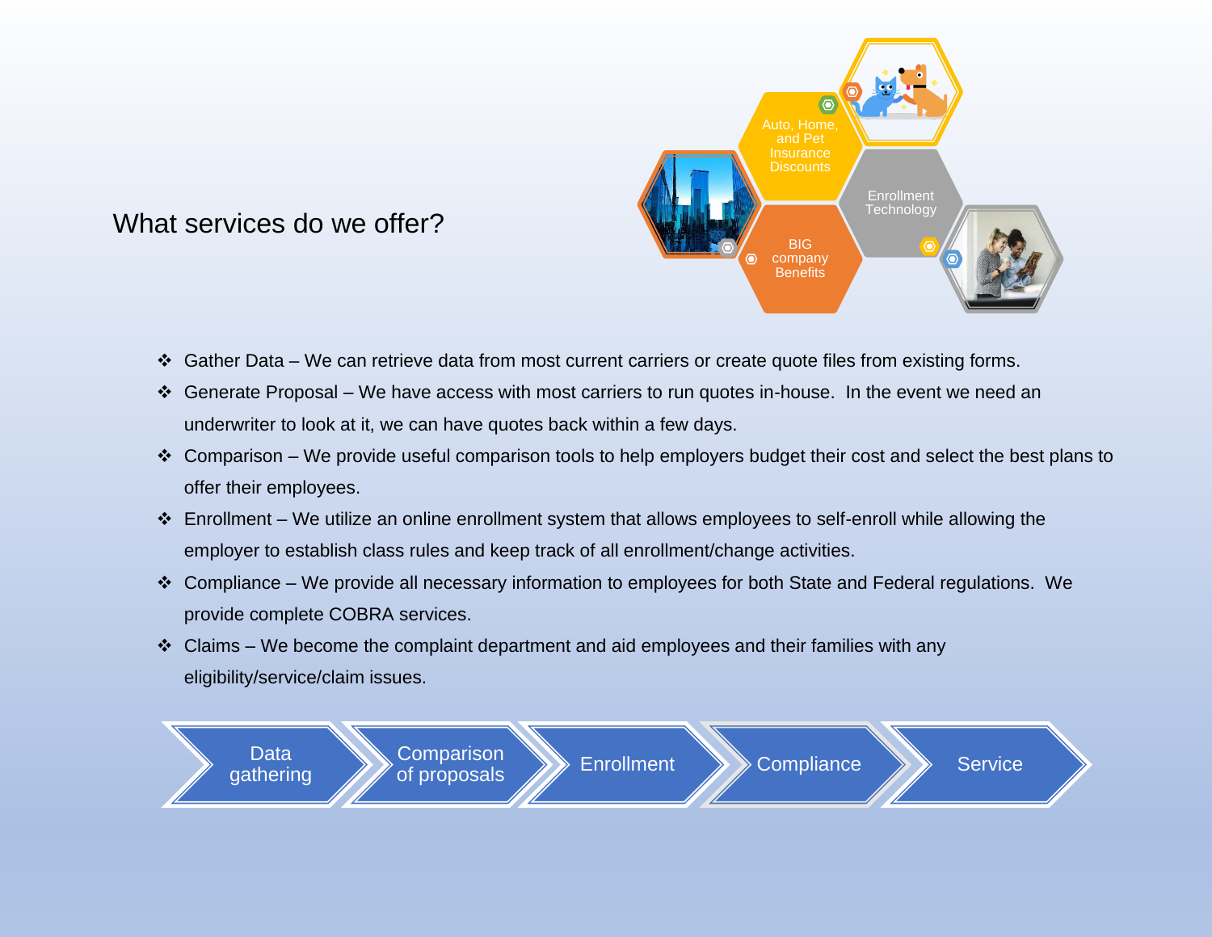## What services do we offer?

Auto, Home, and Pet Insurance Discounts

Enrollment Technology

BIG company Benefits

- Gather Data – We can retrieve data from most current carriers or create quote files from existing forms.
- Generate Proposal – We have access with most carriers to run quotes in-house. In the event we need an underwriter to look at it, we can have quotes back within a few days.
- Comparison – We provide useful comparison tools to help employers budget their cost and select the best plans to offer their employees.
- Enrollment – We utilize an online enrollment system that allows employees to self-enroll while allowing the employer to establish class rules and keep track of all enrollment/change activities.
- Compliance – We provide all necessary information to employees for both State and Federal regulations. We provide complete COBRA services.
- Claims – We become the complaint department and aid employees and their families with any eligibility/service/claim issues.

Data gathering → Comparison of proposals → Enrollment → Compliance → Service